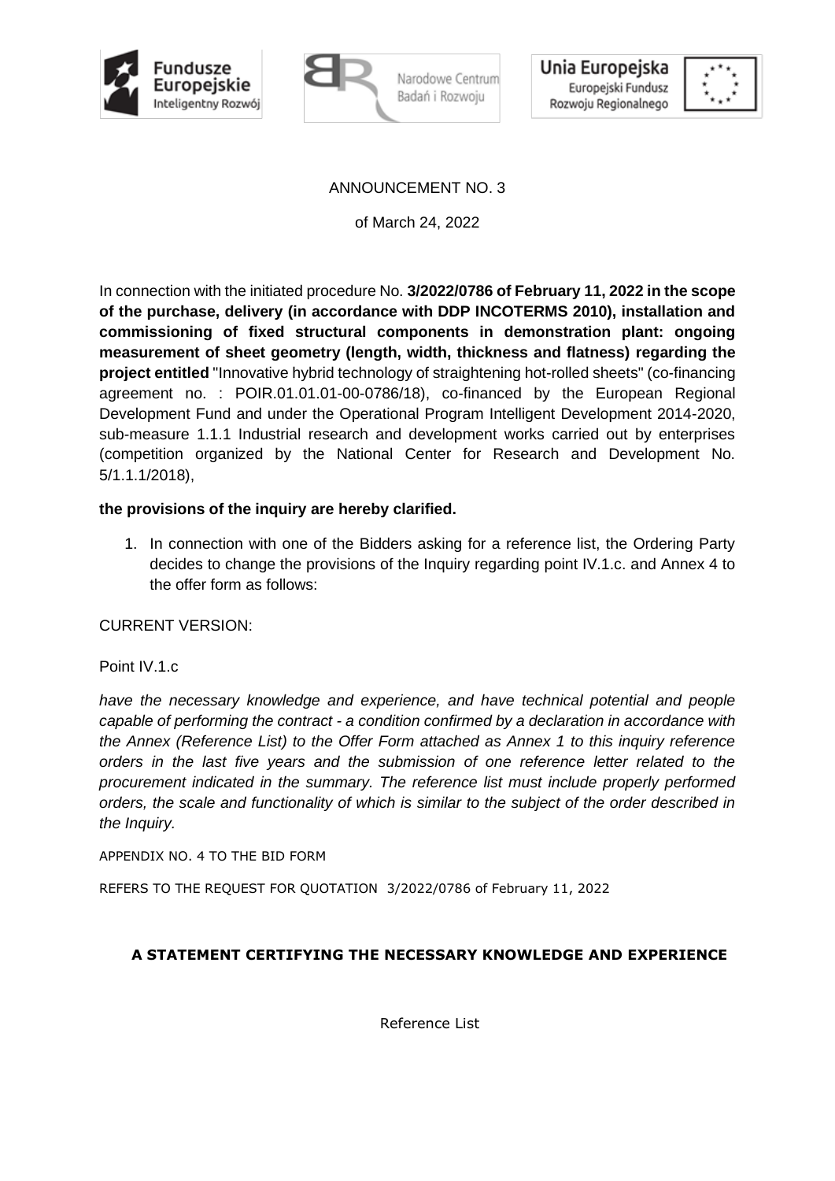ANNOUNCEMENT NO. 3

of March 24, 2022

In connection with the initiated procedure No. **3/2022/0786 of February 11, 2022 in the scope of the purchase, delivery (in accordance with DDP INCOTERMS 2010), installation and commissioning of fixed structural components in demonstration plant: ongoing measurement of sheet geometry (length, width, thickness and flatness) regarding the project entitled** "Innovative hybrid technology of straightening hot-rolled sheets" (co-financing agreement no. : POIR.01.01.01-00-0786/18), co-financed by the European Regional Development Fund and under the Operational Program Intelligent Development 2014-2020, sub-measure 1.1.1 Industrial research and development works carried out by enterprises (competition organized by the National Center for Research and Development No. 5/1.1.1/2018),

**the provisions of the inquiry are hereby clarified.**

1. In connection with one of the Bidders asking for a reference list, the Ordering Party decides to change the provisions of the Inquiry regarding point IV.1.c. and Annex 4 to the offer form as follows:

CURRENT VERSION:

Point IV.1.c

*have the necessary knowledge and experience, and have technical potential and people capable of performing the contract - a condition confirmed by a declaration in accordance with the Annex (Reference List) to the Offer Form attached as Annex 1 to this inquiry reference orders in the last five years and the submission of one reference letter related to the procurement indicated in the summary. The reference list must include properly performed orders, the scale and functionality of which is similar to the subject of the order described in the Inquiry.*

APPENDIX NO. 4 TO THE BID FORM

REFERS TO THE REQUEST FOR QUOTATION 3/2022/0786 of February 11, 2022

**A STATEMENT CERTIFYING THE NECESSARY KNOWLEDGE AND EXPERIENCE**

Reference List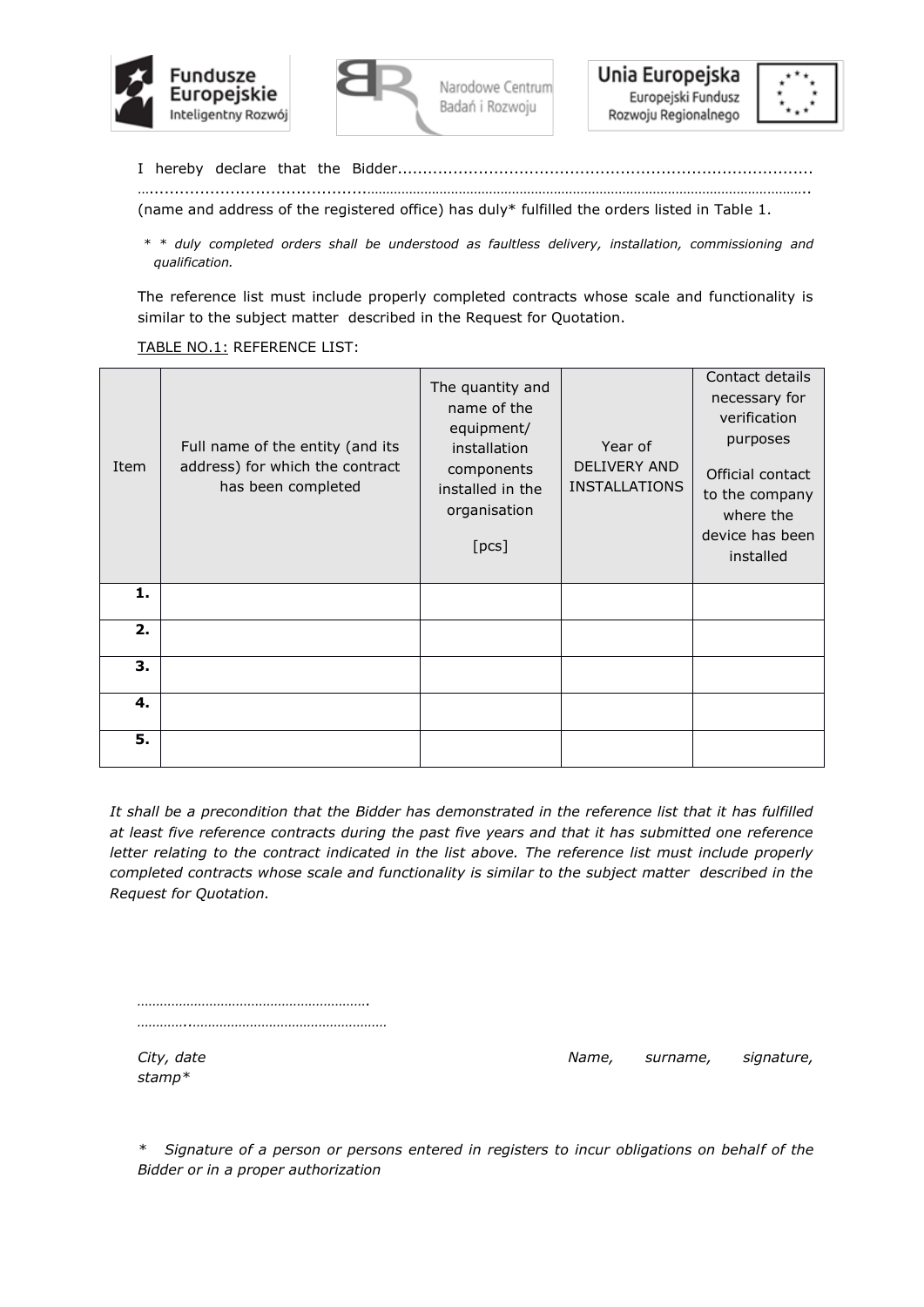I hereby declare that the Bidder...................................................................................
…..........................................................................................................................................

(name and address of the registered office) has duly* fulfilled the orders listed in Table 1.

*\* \* duly completed orders shall be understood as faultless delivery, installation, commissioning and qualification.*

The reference list must include properly completed contracts whose scale and functionality is similar to the subject matter described in the Request for Quotation.

TABLE NO.1: REFERENCE LIST:

| Item | Full name of the entity (and its address) for which the contract has been completed | The quantity and name of the equipment/ installation components installed in the organisation [pcs] | Year of DELIVERY AND INSTALLATIONS | Contact details necessary for verification purposes Official contact to the company where the device has been installed |
|---|---|---|---|---|
| **1.** | | | | |
| **2.** | | | | |
| **3.** | | | | |
| **4.** | | | | |
| **5.** | | | | |

*It shall be a precondition that the Bidder has demonstrated in the reference list that it has fulfilled at least five reference contracts during the past five years and that it has submitted one reference letter relating to the contract indicated in the list above. The reference list must include properly completed contracts whose scale and functionality is similar to the subject matter described in the Request for Quotation.*

*…………………………………………………….*
*…………..……………………………………………*

*City, date* *Name, surname, signature, stamp\**

*\* Signature of a person or persons entered in registers to incur obligations on behalf of the Bidder or in a proper authorization*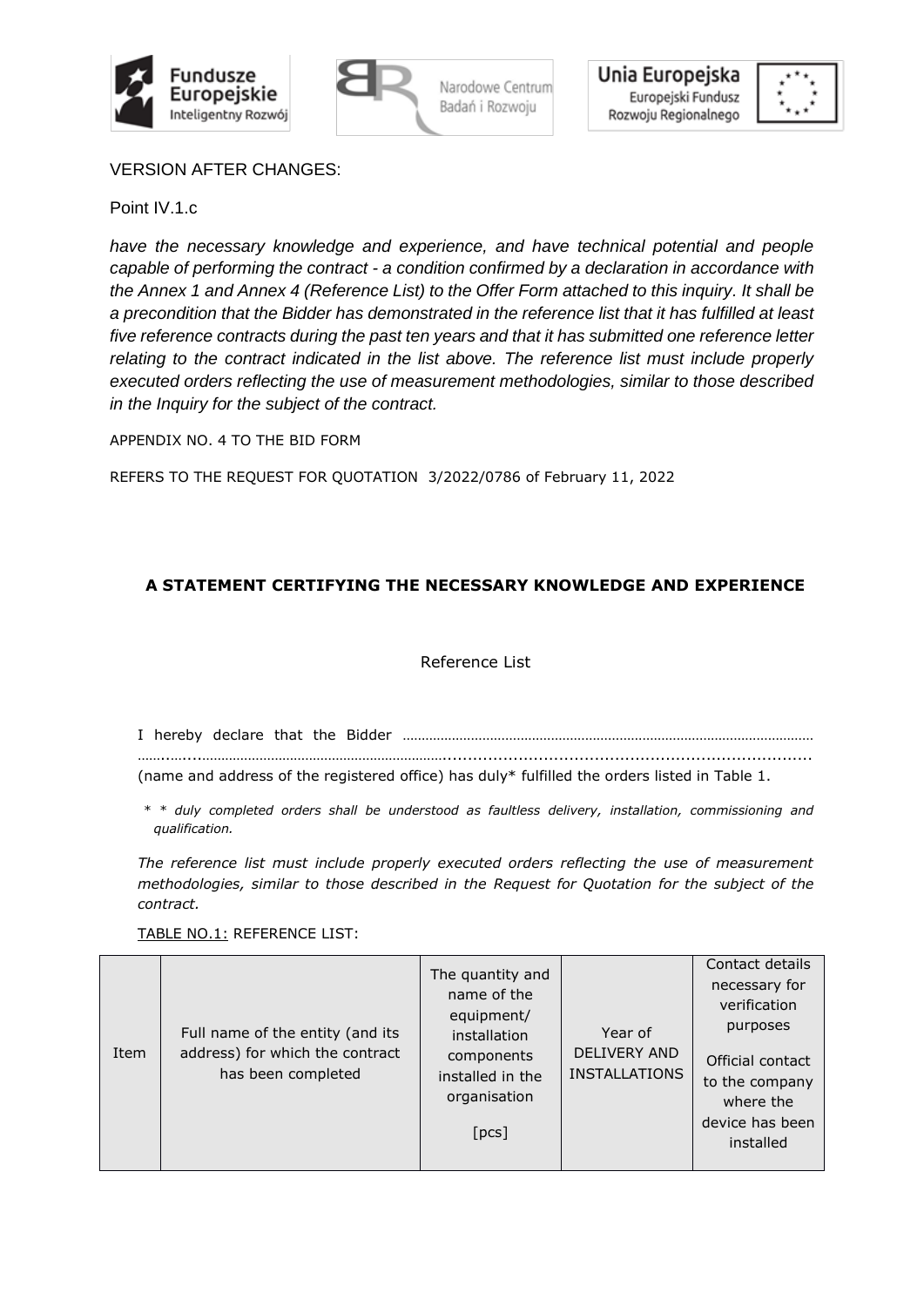VERSION AFTER CHANGES:

Point IV.1.c

*have the necessary knowledge and experience, and have technical potential and people capable of performing the contract - a condition confirmed by a declaration in accordance with the Annex 1 and Annex 4 (Reference List) to the Offer Form attached to this inquiry. It shall be a precondition that the Bidder has demonstrated in the reference list that it has fulfilled at least five reference contracts during the past ten years and that it has submitted one reference letter relating to the contract indicated in the list above. The reference list must include properly executed orders reflecting the use of measurement methodologies, similar to those described in the Inquiry for the subject of the contract.*

APPENDIX NO. 4 TO THE BID FORM

REFERS TO THE REQUEST FOR QUOTATION 3/2022/0786 of February 11, 2022

**A STATEMENT CERTIFYING THE NECESSARY KNOWLEDGE AND EXPERIENCE**

Reference List

I hereby declare that the Bidder ……………………………………………………………………………………………………
…………………………………………………………………...........................................................................
(name and address of the registered office) has duly* fulfilled the orders listed in Table 1.

* *\* duly completed orders shall be understood as faultless delivery, installation, commissioning and qualification.*

*The reference list must include properly executed orders reflecting the use of measurement methodologies, similar to those described in the Request for Quotation for the subject of the contract.*

TABLE NO.1: REFERENCE LIST:

| Item | Full name of the entity (and its address) for which the contract has been completed | The quantity and name of the equipment/ installation components installed in the organisation [pcs] | Year of DELIVERY AND INSTALLATIONS | Contact details necessary for verification purposes Official contact to the company where the device has been installed |
|---|---|---|---|---|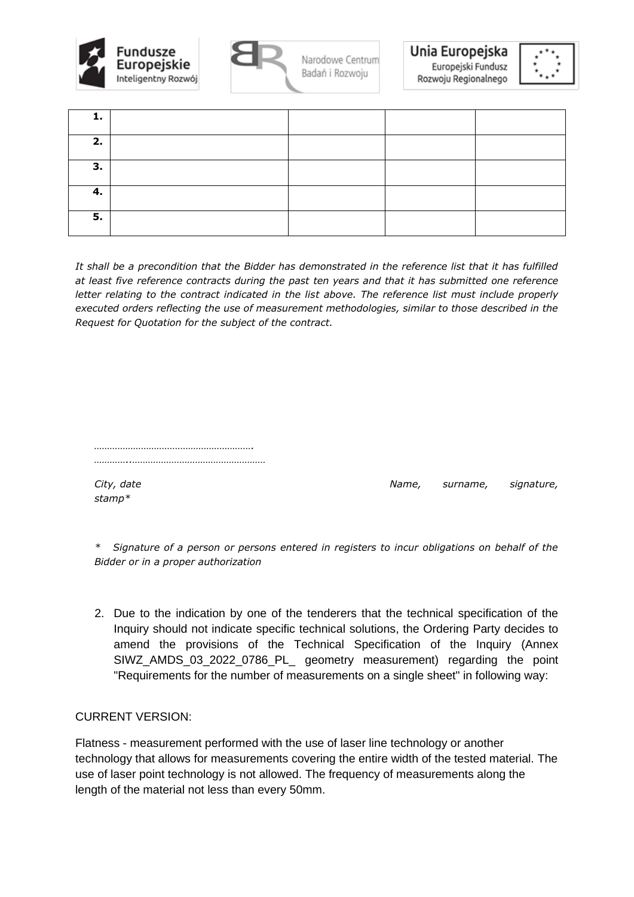| | | | | |
|---|---|---|---|---|
| **1.** | | | | |
| **2.** | | | | |
| **3.** | | | | |
| **4.** | | | | |
| **5.** | | | | |

*It shall be a precondition that the Bidder has demonstrated in the reference list that it has fulfilled at least five reference contracts during the past ten years and that it has submitted one reference letter relating to the contract indicated in the list above. The reference list must include properly executed orders reflecting the use of measurement methodologies, similar to those described in the Request for Quotation for the subject of the contract.*

…………………………………………………….

…………..……………………………………………

*City, date* *Name, surname, signature, stamp**

*\* Signature of a person or persons entered in registers to incur obligations on behalf of the Bidder or in a proper authorization*

2. Due to the indication by one of the tenderers that the technical specification of the Inquiry should not indicate specific technical solutions, the Ordering Party decides to amend the provisions of the Technical Specification of the Inquiry (Annex SIWZ_AMDS_03_2022_0786_PL_ geometry measurement) regarding the point "Requirements for the number of measurements on a single sheet" in following way:

CURRENT VERSION:

Flatness - measurement performed with the use of laser line technology or another technology that allows for measurements covering the entire width of the tested material. The use of laser point technology is not allowed. The frequency of measurements along the length of the material not less than every 50mm.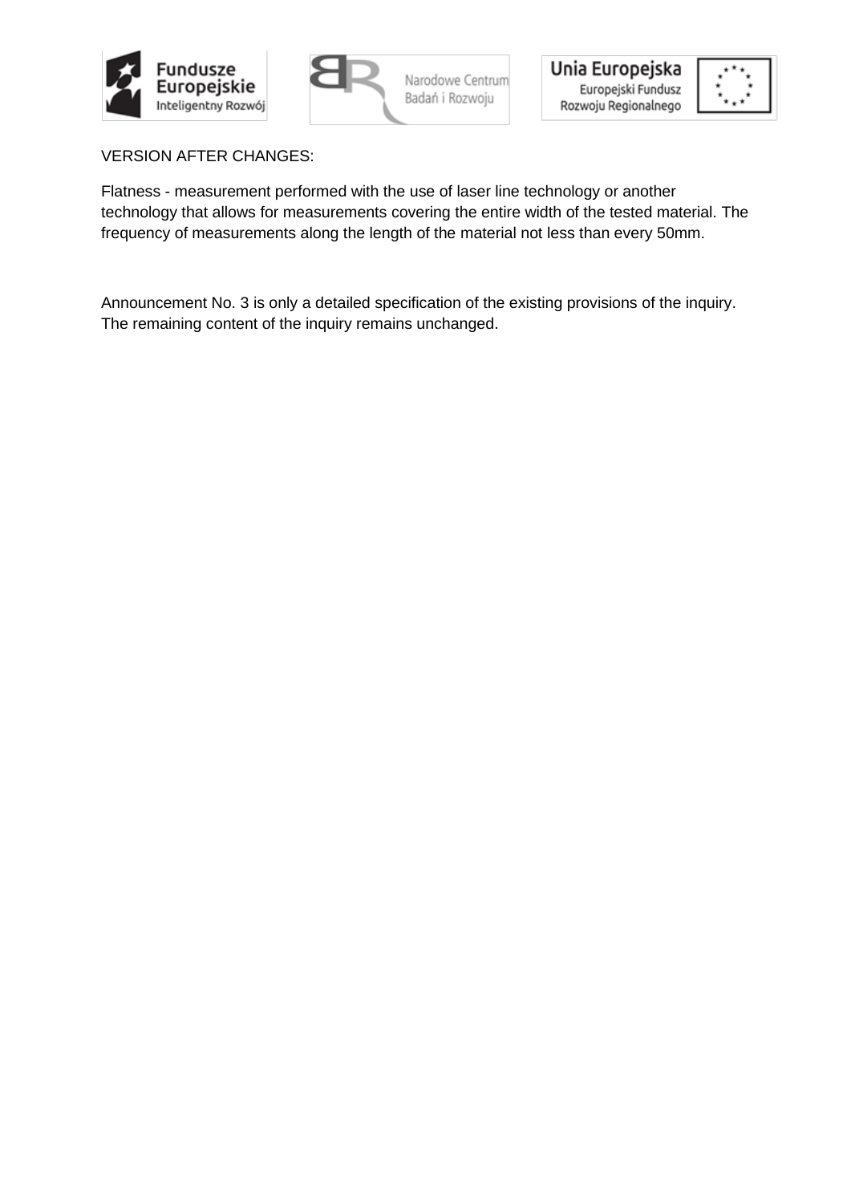VERSION AFTER CHANGES:

Flatness - measurement performed with the use of laser line technology or another technology that allows for measurements covering the entire width of the tested material. The frequency of measurements along the length of the material not less than every 50mm.

Announcement No. 3 is only a detailed specification of the existing provisions of the inquiry. The remaining content of the inquiry remains unchanged.